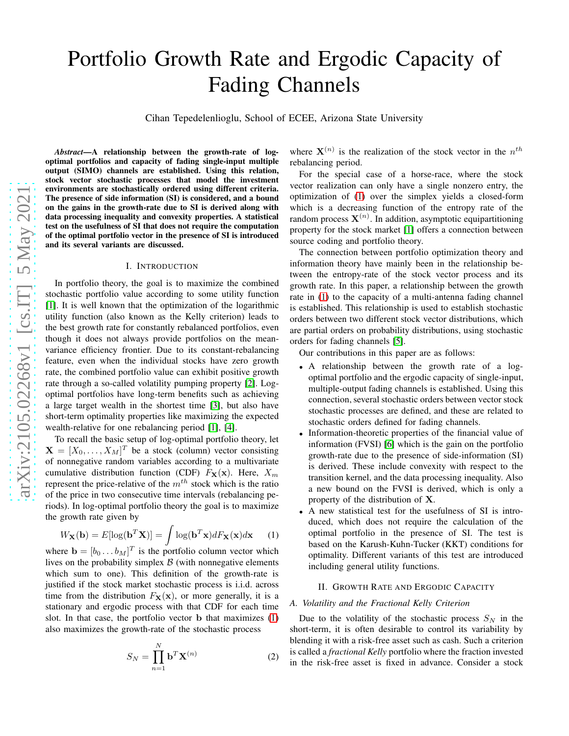# Portfolio Growth Rate and Ergodic Capacity of Fading Channels

Cihan Tepedelenlioglu, School of ECEE, Arizona State University

***Abstract*—A relationship between the growth-rate of log-optimal portfolios and capacity of fading single-input multiple output (SIMO) channels are established. Using this relation, stock vector stochastic processes that model the investment environments are stochastically ordered using different criteria. The presence of side information (SI) is considered, and a bound on the gains in the growth-rate due to SI is derived along with data processing inequality and convexity properties. A statistical test on the usefulness of SI that does not require the computation of the optimal portfolio vector in the presence of SI is introduced and its several variants are discussed.**

## I. Introduction

In portfolio theory, the goal is to maximize the combined stochastic portfolio value according to some utility function [1]. It is well known that the optimization of the logarithmic utility function (also known as the Kelly criterion) leads to the best growth rate for constantly rebalanced portfolios, even though it does not always provide portfolios on the mean-variance efficiency frontier. Due to its constant-rebalancing feature, even when the individual stocks have zero growth rate, the combined portfolio value can exhibit positive growth rate through a so-called volatility pumping property [2]. Log-optimal portfolios have long-term benefits such as achieving a large target wealth in the shortest time [3], but also have short-term optimality properties like maximizing the expected wealth-relative for one rebalancing period [1], [4].

To recall the basic setup of log-optimal portfolio theory, let $\mathbf{X} = [X_0, \ldots, X_M]^T$ be a stock (column) vector consisting of nonnegative random variables according to a multivariate cumulative distribution function (CDF) $F_{\mathbf{X}}(\mathbf{x})$. Here, $X_m$ represent the price-relative of the $m^{th}$ stock which is the ratio of the price in two consecutive time intervals (rebalancing periods). In log-optimal portfolio theory the goal is to maximize the growth rate given by

$$W_{\mathbf{X}}(\mathbf{b}) = E[\log(\mathbf{b}^T\mathbf{X})] = \int \log(\mathbf{b}^T\mathbf{x})dF_{\mathbf{X}}(\mathbf{x})d\mathbf{x} \quad (1)$$

where $\mathbf{b} = [b_0 \ldots b_M]^T$ is the portfolio column vector which lives on the probability simplex $\mathcal{B}$ (with nonnegative elements which sum to one). This definition of the growth-rate is justified if the stock market stochastic process is i.i.d. across time from the distribution $F_{\mathbf{X}}(\mathbf{x})$, or more generally, it is a stationary and ergodic process with that CDF for each time slot. In that case, the portfolio vector $\mathbf{b}$ that maximizes (1) also maximizes the growth-rate of the stochastic process

$$S_N = \prod_{n=1}^{N} \mathbf{b}^T\mathbf{X}^{(n)} \quad (2)$$

where $\mathbf{X}^{(n)}$ is the realization of the stock vector in the $n^{th}$ rebalancing period.

For the special case of a horse-race, where the stock vector realization can only have a single nonzero entry, the optimization of (1) over the simplex yields a closed-form which is a decreasing function of the entropy rate of the random process $\mathbf{X}^{(n)}$. In addition, asymptotic equipartitioning property for the stock market [1] offers a connection between source coding and portfolio theory.

The connection between portfolio optimization theory and information theory have mainly been in the relationship between the entropy-rate of the stock vector process and its growth rate. In this paper, a relationship between the growth rate in (1) to the capacity of a multi-antenna fading channel is established. This relationship is used to establish stochastic orders between two different stock vector distributions, which are partial orders on probability distributions, using stochastic orders for fading channels [5].

Our contributions in this paper are as follows:

- A relationship between the growth rate of a log-optimal portfolio and the ergodic capacity of single-input, multiple-output fading channels is established. Using this connection, several stochastic orders between vector stock stochastic processes are defined, and these are related to stochastic orders defined for fading channels.
- Information-theoretic properties of the financial value of information (FVSI) [6] which is the gain on the portfolio growth-rate due to the presence of side-information (SI) is derived. These include convexity with respect to the transition kernel, and the data processing inequality. Also a new bound on the FVSI is derived, which is only a property of the distribution of $\mathbf{X}$.
- A new statistical test for the usefulness of SI is introduced, which does not require the calculation of the optimal portfolio in the presence of SI. The test is based on the Karush-Kuhn-Tucker (KKT) conditions for optimality. Different variants of this test are introduced including general utility functions.

## II. Growth Rate and Ergodic Capacity

### A. Volatility and the Fractional Kelly Criterion

Due to the volatility of the stochastic process $S_N$ in the short-term, it is often desirable to control its variability by blending it with a risk-free asset such as cash. Such a criterion is called a *fractional Kelly* portfolio where the fraction invested in the risk-free asset is fixed in advance. Consider a stock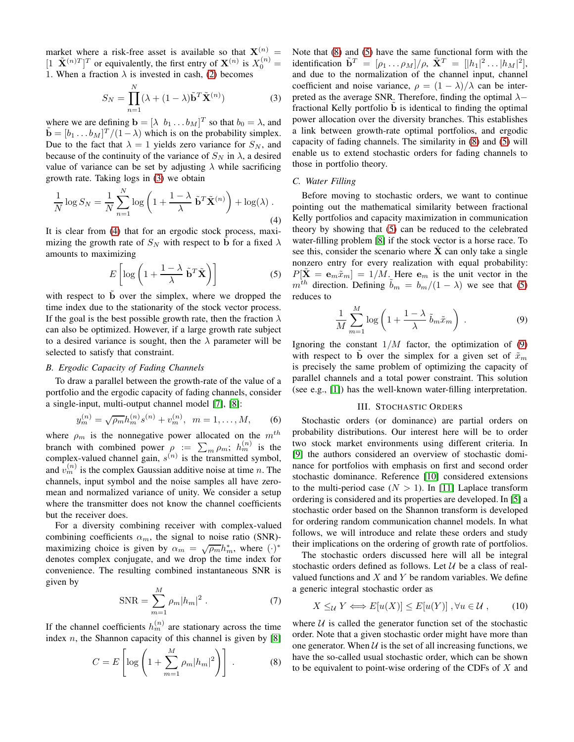market where a risk-free asset is available so that $\mathbf{X}^{(n)} = [1 \;\; \tilde{\mathbf{X}}^{(n)T}]^T$ or equivalently, the first entry of $\mathbf{X}^{(n)}$ is $X_0^{(n)} = 1$. When a fraction $\lambda$ is invested in cash, (2) becomes

$$S_N = \prod_{n=1}^{N} (\lambda + (1-\lambda)\tilde{\mathbf{b}}^T \tilde{\mathbf{X}}^{(n)}) \tag{3}$$

where we are defining $\mathbf{b} = [\lambda \;\; b_1 \dots b_M]^T$ so that $b_0 = \lambda$, and $\tilde{\mathbf{b}} = [b_1 \dots b_M]^T/(1-\lambda)$ which is on the probability simplex. Due to the fact that $\lambda = 1$ yields zero variance for $S_N$, and because of the continuity of the variance of $S_N$ in $\lambda$, a desired value of variance can be set by adjusting $\lambda$ while sacrificing growth rate. Taking logs in (3) we obtain

$$\frac{1}{N} \log S_N = \frac{1}{N} \sum_{n=1}^{N} \log \left( 1 + \frac{1-\lambda}{\lambda} \, \tilde{\mathbf{b}}^T \tilde{\mathbf{X}}^{(n)} \right) + \log(\lambda) \; . \tag{4}$$

It is clear from (4) that for an ergodic stock process, maximizing the growth rate of $S_N$ with respect to $\tilde{\mathbf{b}}$ for a fixed $\lambda$ amounts to maximizing

$$E \left[ \log \left( 1 + \frac{1-\lambda}{\lambda} \, \tilde{\mathbf{b}}^T \tilde{\mathbf{X}} \right) \right] \tag{5}$$

with respect to $\tilde{\mathbf{b}}$ over the simplex, where we dropped the time index due to the stationarity of the stock vector process. If the goal is the best possible growth rate, then the fraction $\lambda$ can also be optimized. However, if a large growth rate subject to a desired variance is sought, then the $\lambda$ parameter will be selected to satisfy that constraint.

### B. Ergodic Capacity of Fading Channels

To draw a parallel between the growth-rate of the value of a portfolio and the ergodic capacity of fading channels, consider a single-input, multi-output channel model [7], [8]:

$$y_m^{(n)} = \sqrt{\rho_m} h_m^{(n)} s^{(n)} + v_m^{(n)}, \;\; m = 1, \dots, M, \tag{6}$$

where $\rho_m$ is the nonnegative power allocated on the $m^{th}$ branch with combined power $\rho := \sum_m \rho_m$; $h_m^{(n)}$ is the complex-valued channel gain, $s^{(n)}$ is the transmitted symbol, and $v_m^{(n)}$ is the complex Gaussian additive noise at time $n$. The channels, input symbol and the noise samples all have zero-mean and normalized variance of unity. We consider a setup where the transmitter does not know the channel coefficients but the receiver does.

For a diversity combining receiver with complex-valued combining coefficients $\alpha_m$, the signal to noise ratio (SNR)-maximizing choice is given by $\alpha_m = \sqrt{\rho_m} h_m^*$, where $(\cdot)^*$ denotes complex conjugate, and we drop the time index for convenience. The resulting combined instantaneous SNR is given by

$$\text{SNR} = \sum_{m=1}^{M} \rho_m |h_m|^2 \; . \tag{7}$$

If the channel coefficients $h_m^{(n)}$ are stationary across the time index $n$, the Shannon capacity of this channel is given by [8]

$$C = E \left[ \log \left( 1 + \sum_{m=1}^{M} \rho_m |h_m|^2 \right) \right] \; . \tag{8}$$

Note that (8) and (5) have the same functional form with the identification $\tilde{\mathbf{b}}^T = [\rho_1 \dots \rho_M]/\rho$, $\tilde{\mathbf{X}}^T = [|h_1|^2 \dots |h_M|^2]$, and due to the normalization of the channel input, channel coefficient and noise variance, $\rho = (1-\lambda)/\lambda$ can be interpreted as the average SNR. Therefore, finding the optimal $\lambda-$fractional Kelly portfolio $\tilde{\mathbf{b}}$ is identical to finding the optimal power allocation over the diversity branches. This establishes a link between growth-rate optimal portfolios, and ergodic capacity of fading channels. The similarity in (8) and (5) will enable us to extend stochastic orders for fading channels to those in portfolio theory.

### C. Water Filling

Before moving to stochastic orders, we want to continue pointing out the mathematical similarity between fractional Kelly portfolios and capacity maximization in communication theory by showing that (5) can be reduced to the celebrated water-filling problem [8] if the stock vector is a horse race. To see this, consider the scenario where $\tilde{\mathbf{X}}$ can only take a single nonzero entry for every realization with equal probability: $P[\tilde{\mathbf{X}} = \mathbf{e}_m \tilde{x}_m] = 1/M$. Here $\mathbf{e}_m$ is the unit vector in the $m^{th}$ direction. Defining $\tilde{b}_m = b_m/(1-\lambda)$ we see that (5) reduces to

$$\frac{1}{M} \sum_{m=1}^{M} \log \left( 1 + \frac{1-\lambda}{\lambda} \, \tilde{b}_m \tilde{x}_m \right) \; . \tag{9}$$

Ignoring the constant $1/M$ factor, the optimization of (9) with respect to $\tilde{\mathbf{b}}$ over the simplex for a given set of $\tilde{x}_m$ is precisely the same problem of optimizing the capacity of parallel channels and a total power constraint. This solution (see e.g., [1]) has the well-known water-filling interpretation.

## III. Stochastic Orders

Stochastic orders (or dominance) are partial orders on probability distributions. Our interest here will be to order two stock market environments using different criteria. In [9] the authors considered an overview of stochastic dominance for portfolios with emphasis on first and second order stochastic dominance. Reference [10] considered extensions to the multi-period case ($N > 1$). In [11] Laplace transform ordering is considered and its properties are developed. In [5] a stochastic order based on the Shannon transform is developed for ordering random communication channel models. In what follows, we will introduce and relate these orders and study their implications on the ordering of growth rate of portfolios.

The stochastic orders discussed here will all be integral stochastic orders defined as follows. Let $\mathcal{U}$ be a class of real-valued functions and $X$ and $Y$ be random variables. We define a generic integral stochastic order as

$$X \leq_{\mathcal{U}} Y \iff E[u(X)] \leq E[u(Y)] \; , \forall u \in \mathcal{U} \; , \tag{10}$$

where $\mathcal{U}$ is called the generator function set of the stochastic order. Note that a given stochastic order might have more than one generator. When $\mathcal{U}$ is the set of all increasing functions, we have the so-called usual stochastic order, which can be shown to be equivalent to point-wise ordering of the CDFs of $X$ and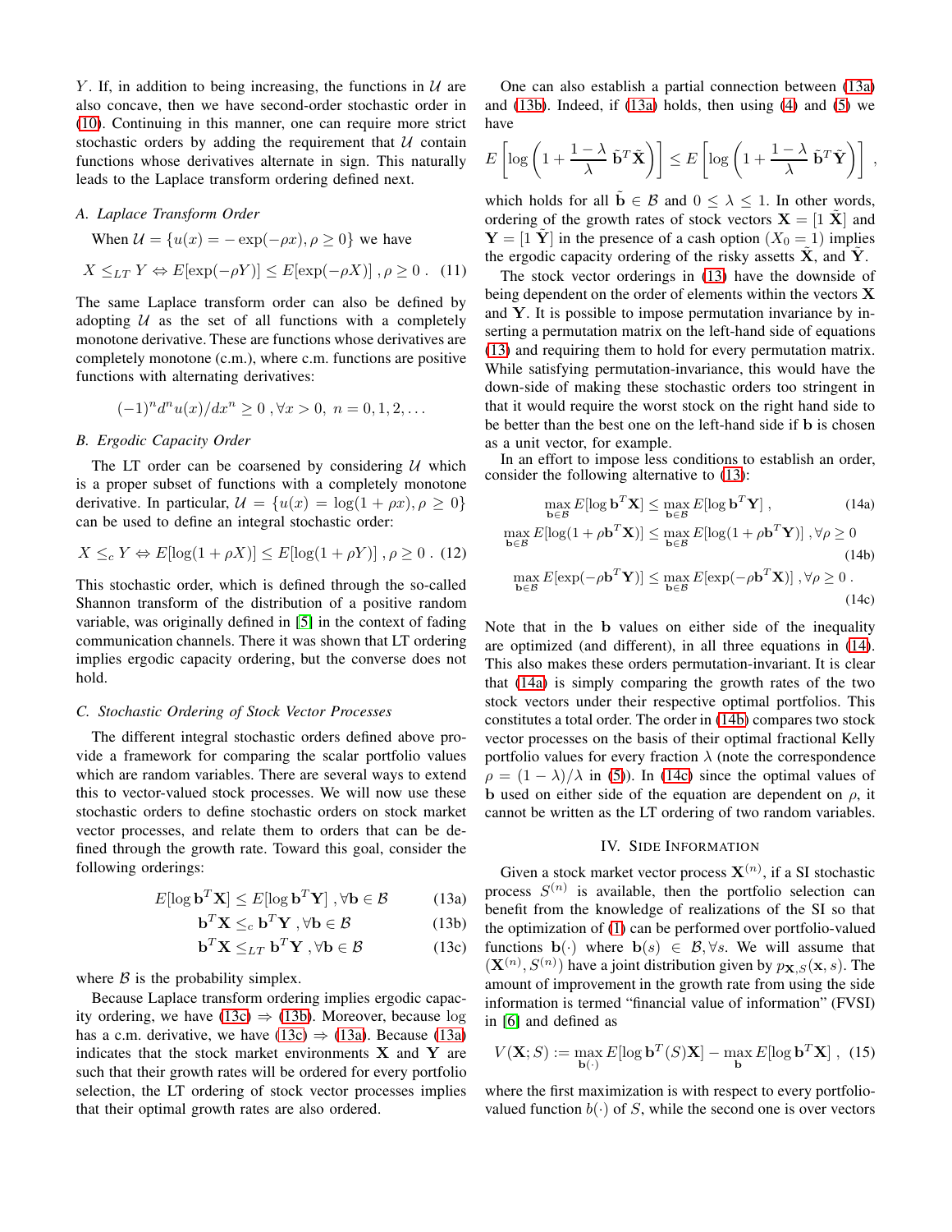$Y$. If, in addition to being increasing, the functions in $\mathcal{U}$ are also concave, then we have second-order stochastic order in (10). Continuing in this manner, one can require more strict stochastic orders by adding the requirement that $\mathcal{U}$ contain functions whose derivatives alternate in sign. This naturally leads to the Laplace transform ordering defined next.

### A. Laplace Transform Order

When $\mathcal{U} = \{u(x) = -\exp(-\rho x), \rho \geq 0\}$ we have

$$X \leq_{LT} Y \Leftrightarrow E[\exp(-\rho Y)] \leq E[\exp(-\rho X)] \;, \rho \geq 0 \;. \quad (11)$$

The same Laplace transform order can also be defined by adopting $\mathcal{U}$ as the set of all functions with a completely monotone derivative. These are functions whose derivatives are completely monotone (c.m.), where c.m. functions are positive functions with alternating derivatives:

$$(-1)^n d^n u(x)/dx^n \geq 0 \;, \forall x > 0, \; n = 0, 1, 2, \ldots$$

### B. Ergodic Capacity Order

The LT order can be coarsened by considering $\mathcal{U}$ which is a proper subset of functions with a completely monotone derivative. In particular, $\mathcal{U} = \{u(x) = \log(1 + \rho x), \rho \geq 0\}$ can be used to define an integral stochastic order:

$$X \leq_{c} Y \Leftrightarrow E[\log(1 + \rho X)] \leq E[\log(1 + \rho Y)] \;, \rho \geq 0 \;. \quad (12)$$

This stochastic order, which is defined through the so-called Shannon transform of the distribution of a positive random variable, was originally defined in [5] in the context of fading communication channels. There it was shown that LT ordering implies ergodic capacity ordering, but the converse does not hold.

### C. Stochastic Ordering of Stock Vector Processes

The different integral stochastic orders defined above provide a framework for comparing the scalar portfolio values which are random variables. There are several ways to extend this to vector-valued stock processes. We will now use these stochastic orders to define stochastic orders on stock market vector processes, and relate them to orders that can be defined through the growth rate. Toward this goal, consider the following orderings:

$$E[\log \mathbf{b}^T\mathbf{X}] \leq E[\log \mathbf{b}^T\mathbf{Y}] \;, \forall \mathbf{b} \in \mathcal{B} \quad (13a)$$

$$\mathbf{b}^T\mathbf{X} \leq_{c} \mathbf{b}^T\mathbf{Y} \;, \forall \mathbf{b} \in \mathcal{B} \quad (13b)$$

$$\mathbf{b}^T\mathbf{X} \leq_{LT} \mathbf{b}^T\mathbf{Y} \;, \forall \mathbf{b} \in \mathcal{B} \quad (13c)$$

where $\mathcal{B}$ is the probability simplex.

Because Laplace transform ordering implies ergodic capacity ordering, we have (13c) $\Rightarrow$ (13b). Moreover, because log has a c.m. derivative, we have (13c) $\Rightarrow$ (13a). Because (13a) indicates that the stock market environments $\mathbf{X}$ and $\mathbf{Y}$ are such that their growth rates will be ordered for every portfolio selection, the LT ordering of stock vector processes implies that their optimal growth rates are also ordered.

One can also establish a partial connection between (13a) and (13b). Indeed, if (13a) holds, then using (4) and (5) we have

$$E\left[\log\left(1 + \frac{1-\lambda}{\lambda}\,\tilde{\mathbf{b}}^T\tilde{\mathbf{X}}\right)\right] \leq E\left[\log\left(1 + \frac{1-\lambda}{\lambda}\,\tilde{\mathbf{b}}^T\tilde{\mathbf{Y}}\right)\right] \;,$$

which holds for all $\tilde{\mathbf{b}} \in \mathcal{B}$ and $0 \leq \lambda \leq 1$. In other words, ordering of the growth rates of stock vectors $\mathbf{X} = [1 \; \tilde{\mathbf{X}}]$ and $\mathbf{Y} = [1 \; \tilde{\mathbf{Y}}]$ in the presence of a cash option ($X_0 = 1$) implies the ergodic capacity ordering of the risky assetts $\tilde{\mathbf{X}}$, and $\tilde{\mathbf{Y}}$.

The stock vector orderings in (13) have the downside of being dependent on the order of elements within the vectors $\mathbf{X}$ and $\mathbf{Y}$. It is possible to impose permutation invariance by inserting a permutation matrix on the left-hand side of equations (13) and requiring them to hold for every permutation matrix. While satisfying permutation-invariance, this would have the down-side of making these stochastic orders too stringent in that it would require the worst stock on the right hand side to be better than the best one on the left-hand side if $\mathbf{b}$ is chosen as a unit vector, for example.

In an effort to impose less conditions to establish an order, consider the following alternative to (13):

$$\max_{\mathbf{b}\in\mathcal{B}} E[\log \mathbf{b}^T\mathbf{X}] \leq \max_{\mathbf{b}\in\mathcal{B}} E[\log \mathbf{b}^T\mathbf{Y}] \;, \quad (14a)$$

$$\max_{\mathbf{b}\in\mathcal{B}} E[\log(1 + \rho\mathbf{b}^T\mathbf{X})] \leq \max_{\mathbf{b}\in\mathcal{B}} E[\log(1 + \rho\mathbf{b}^T\mathbf{Y})] \;, \forall \rho \geq 0 \quad (14b)$$

$$\max_{\mathbf{b}\in\mathcal{B}} E[\exp(-\rho\mathbf{b}^T\mathbf{Y})] \leq \max_{\mathbf{b}\in\mathcal{B}} E[\exp(-\rho\mathbf{b}^T\mathbf{X})] \;, \forall \rho \geq 0 \;. \quad (14c)$$

Note that in the $\mathbf{b}$ values on either side of the inequality are optimized (and different), in all three equations in (14). This also makes these orders permutation-invariant. It is clear that (14a) is simply comparing the growth rates of the two stock vectors under their respective optimal portfolios. This constitutes a total order. The order in (14b) compares two stock vector processes on the basis of their optimal fractional Kelly portfolio values for every fraction $\lambda$ (note the correspondence $\rho = (1-\lambda)/\lambda$ in (5)). In (14c) since the optimal values of $\mathbf{b}$ used on either side of the equation are dependent on $\rho$, it cannot be written as the LT ordering of two random variables.

## IV. Side Information

Given a stock market vector process $\mathbf{X}^{(n)}$, if a SI stochastic process $S^{(n)}$ is available, then the portfolio selection can benefit from the knowledge of realizations of the SI so that the optimization of (1) can be performed over portfolio-valued functions $\mathbf{b}(\cdot)$ where $\mathbf{b}(s) \in \mathcal{B}, \forall s$. We will assume that $(\mathbf{X}^{(n)}, S^{(n)})$ have a joint distribution given by $p_{\mathbf{X},S}(\mathbf{x}, s)$. The amount of improvement in the growth rate from using the side information is termed "financial value of information" (FVSI) in [6] and defined as

$$V(\mathbf{X}; S) := \max_{\mathbf{b}(\cdot)} E[\log \mathbf{b}^T(S)\mathbf{X}] - \max_{\mathbf{b}} E[\log \mathbf{b}^T\mathbf{X}] \;, \quad (15)$$

where the first maximization is with respect to every portfolio-valued function $b(\cdot)$ of $S$, while the second one is over vectors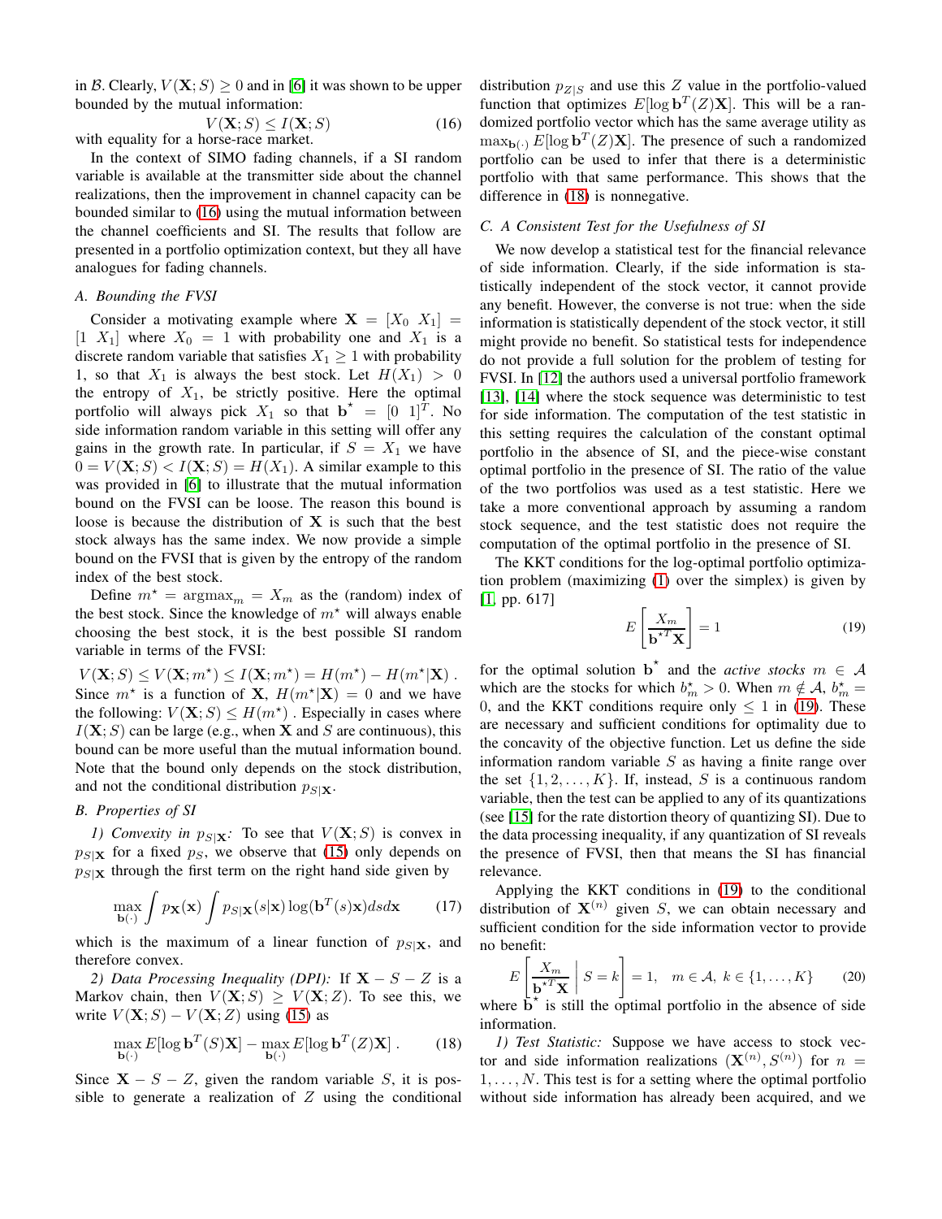in $\mathcal{B}$. Clearly, $V(\mathbf{X};S) \geq 0$ and in [6] it was shown to be upper bounded by the mutual information:

$$V(\mathbf{X};S) \leq I(\mathbf{X};S) \tag{16}$$

with equality for a horse-race market.

In the context of SIMO fading channels, if a SI random variable is available at the transmitter side about the channel realizations, then the improvement in channel capacity can be bounded similar to (16) using the mutual information between the channel coefficients and SI. The results that follow are presented in a portfolio optimization context, but they all have analogues for fading channels.

### A. Bounding the FVSI

Consider a motivating example where $\mathbf{X} = [X_0 \;\; X_1] = [1 \;\; X_1]$ where $X_0 = 1$ with probability one and $X_1$ is a discrete random variable that satisfies $X_1 \geq 1$ with probability 1, so that $X_1$ is always the best stock. Let $H(X_1) > 0$ the entropy of $X_1$, be strictly positive. Here the optimal portfolio will always pick $X_1$ so that $\mathbf{b}^\star = [0 \;\; 1]^T$. No side information random variable in this setting will offer any gains in the growth rate. In particular, if $S = X_1$ we have $0 = V(\mathbf{X};S) < I(\mathbf{X};S) = H(X_1)$. A similar example to this was provided in [6] to illustrate that the mutual information bound on the FVSI can be loose. The reason this bound is loose is because the distribution of $\mathbf{X}$ is such that the best stock always has the same index. We now provide a simple bound on the FVSI that is given by the entropy of the random index of the best stock.

Define $m^\star = \text{argmax}_m = X_m$ as the (random) index of the best stock. Since the knowledge of $m^\star$ will always enable choosing the best stock, it is the best possible SI random variable in terms of the FVSI:

$$V(\mathbf{X};S) \leq V(\mathbf{X};m^\star) \leq I(\mathbf{X};m^\star) = H(m^\star) - H(m^\star|\mathbf{X}) \,.$$

Since $m^\star$ is a function of $\mathbf{X}$, $H(m^\star|\mathbf{X}) = 0$ and we have the following: $V(\mathbf{X};S) \leq H(m^\star)$ . Especially in cases where $I(\mathbf{X};S)$ can be large (e.g., when $\mathbf{X}$ and $S$ are continuous), this bound can be more useful than the mutual information bound. Note that the bound only depends on the stock distribution, and not the conditional distribution $p_{S|\mathbf{X}}$.

### B. Properties of SI

*1) Convexity in $p_{S|\mathbf{X}}$:* To see that $V(\mathbf{X};S)$ is convex in $p_{S|\mathbf{X}}$ for a fixed $p_S$, we observe that (15) only depends on $p_{S|\mathbf{X}}$ through the first term on the right hand side given by

$$\max_{\mathbf{b}(\cdot)} \int p_{\mathbf{X}}(\mathbf{x}) \int p_{S|\mathbf{X}}(s|\mathbf{x}) \log(\mathbf{b}^T(s)\mathbf{x}) ds d\mathbf{x} \tag{17}$$

which is the maximum of a linear function of $p_{S|\mathbf{X}}$, and therefore convex.

*2) Data Processing Inequality (DPI):* If $\mathbf{X} - S - Z$ is a Markov chain, then $V(\mathbf{X};S) \geq V(\mathbf{X};Z)$. To see this, we write $V(\mathbf{X};S) - V(\mathbf{X};Z)$ using (15) as

$$\max_{\mathbf{b}(\cdot)} E[\log \mathbf{b}^T(S)\mathbf{X}] - \max_{\mathbf{b}(\cdot)} E[\log \mathbf{b}^T(Z)\mathbf{X}] \,. \tag{18}$$

Since $\mathbf{X} - S - Z$, given the random variable $S$, it is possible to generate a realization of $Z$ using the conditional distribution $p_{Z|S}$ and use this $Z$ value in the portfolio-valued function that optimizes $E[\log \mathbf{b}^T(Z)\mathbf{X}]$. This will be a randomized portfolio vector which has the same average utility as $\max_{\mathbf{b}(\cdot)} E[\log \mathbf{b}^T(Z)\mathbf{X}]$. The presence of such a randomized portfolio can be used to infer that there is a deterministic portfolio with that same performance. This shows that the difference in (18) is nonnegative.

### C. A Consistent Test for the Usefulness of SI

We now develop a statistical test for the financial relevance of side information. Clearly, if the side information is statistically independent of the stock vector, it cannot provide any benefit. However, the converse is not true: when the side information is statistically dependent of the stock vector, it still might provide no benefit. So statistical tests for independence do not provide a full solution for the problem of testing for FVSI. In [12] the authors used a universal portfolio framework [13], [14] where the stock sequence was deterministic to test for side information. The computation of the test statistic in this setting requires the calculation of the constant optimal portfolio in the absence of SI, and the piece-wise constant optimal portfolio in the presence of SI. The ratio of the value of the two portfolios was used as a test statistic. Here we take a more conventional approach by assuming a random stock sequence, and the test statistic does not require the computation of the optimal portfolio in the presence of SI.

The KKT conditions for the log-optimal portfolio optimization problem (maximizing (1) over the simplex) is given by [1, pp. 617]

$$E\left[\frac{X_m}{\mathbf{b}^{\star T}\mathbf{X}}\right] = 1 \tag{19}$$

for the optimal solution $\mathbf{b}^\star$ and the *active stocks* $m \in \mathcal{A}$ which are the stocks for which $b_m^\star > 0$. When $m \notin \mathcal{A}$, $b_m^\star = 0$, and the KKT conditions require only $\leq 1$ in (19). These are necessary and sufficient conditions for optimality due to the concavity of the objective function. Let us define the side information random variable $S$ as having a finite range over the set $\{1, 2, \ldots, K\}$. If, instead, $S$ is a continuous random variable, then the test can be applied to any of its quantizations (see [15] for the rate distortion theory of quantizing SI). Due to the data processing inequality, if any quantization of SI reveals the presence of FVSI, then that means the SI has financial relevance.

Applying the KKT conditions in (19) to the conditional distribution of $\mathbf{X}^{(n)}$ given $S$, we can obtain necessary and sufficient condition for the side information vector to provide no benefit:

$$E\left[\frac{X_m}{\mathbf{b}^{\star T}\mathbf{X}} \,\middle|\, S = k\right] = 1, \quad m \in \mathcal{A},\; k \in \{1, \ldots, K\} \tag{20}$$

where $\mathbf{b}^\star$ is still the optimal portfolio in the absence of side information.

*1) Test Statistic:* Suppose we have access to stock vector and side information realizations $(\mathbf{X}^{(n)}, S^{(n)})$ for $n = 1, \ldots, N$. This test is for a setting where the optimal portfolio without side information has already been acquired, and we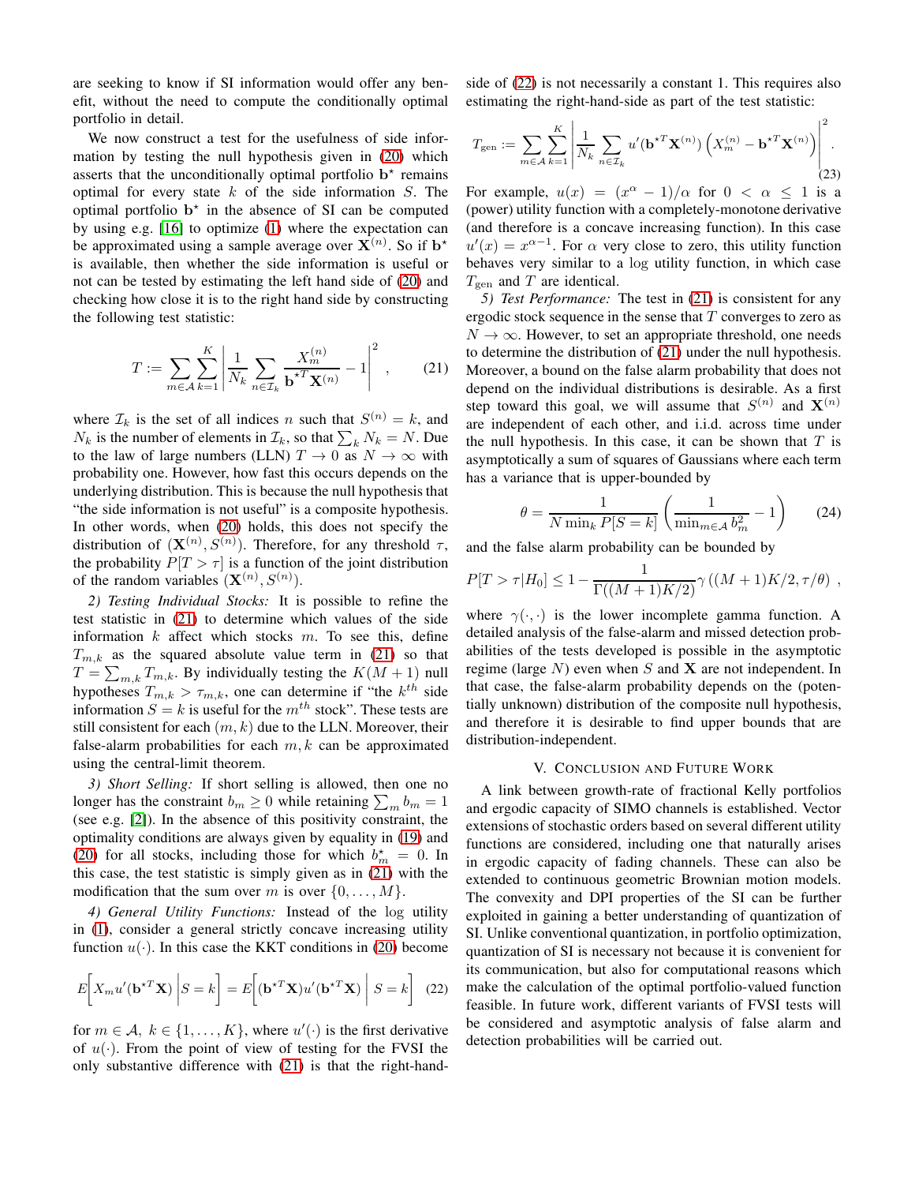are seeking to know if SI information would offer any benefit, without the need to compute the conditionally optimal portfolio in detail.

We now construct a test for the usefulness of side information by testing the null hypothesis given in (20) which asserts that the unconditionally optimal portfolio $\mathbf{b}^\star$ remains optimal for every state $k$ of the side information $S$. The optimal portfolio $\mathbf{b}^\star$ in the absence of SI can be computed by using e.g. [16] to optimize (1) where the expectation can be approximated using a sample average over $\mathbf{X}^{(n)}$. So if $\mathbf{b}^\star$ is available, then whether the side information is useful or not can be tested by estimating the left hand side of (20) and checking how close it is to the right hand side by constructing the following test statistic:

$$T := \sum_{m\in\mathcal{A}} \sum_{k=1}^{K} \left| \frac{1}{N_k} \sum_{n\in\mathcal{I}_k} \frac{X_m^{(n)}}{\mathbf{b}^{\star T}\mathbf{X}^{(n)}} - 1 \right|^2 , \qquad (21)$$

where $\mathcal{I}_k$ is the set of all indices $n$ such that $S^{(n)} = k$, and $N_k$ is the number of elements in $\mathcal{I}_k$, so that $\sum_k N_k = N$. Due to the law of large numbers (LLN) $T \to 0$ as $N \to \infty$ with probability one. However, how fast this occurs depends on the underlying distribution. This is because the null hypothesis that "the side information is not useful" is a composite hypothesis. In other words, when (20) holds, this does not specify the distribution of $(\mathbf{X}^{(n)}, S^{(n)})$. Therefore, for any threshold $\tau$, the probability $P[T > \tau]$ is a function of the joint distribution of the random variables $(\mathbf{X}^{(n)}, S^{(n)})$.

*2) Testing Individual Stocks:* It is possible to refine the test statistic in (21) to determine which values of the side information $k$ affect which stocks $m$. To see this, define $T_{m,k}$ as the squared absolute value term in (21) so that $T = \sum_{m,k} T_{m,k}$. By individually testing the $K(M+1)$ null hypotheses $T_{m,k} > \tau_{m,k}$, one can determine if "the $k^{th}$ side information $S = k$ is useful for the $m^{th}$ stock". These tests are still consistent for each $(m,k)$ due to the LLN. Moreover, their false-alarm probabilities for each $m,k$ can be approximated using the central-limit theorem.

*3) Short Selling:* If short selling is allowed, then one no longer has the constraint $b_m \geq 0$ while retaining $\sum_m b_m = 1$ (see e.g. [2]). In the absence of this positivity constraint, the optimality conditions are always given by equality in (19) and (20) for all stocks, including those for which $b_m^\star = 0$. In this case, the test statistic is simply given as in (21) with the modification that the sum over $m$ is over $\{0, \ldots, M\}$.

*4) General Utility Functions:* Instead of the log utility in (1), consider a general strictly concave increasing utility function $u(\cdot)$. In this case the KKT conditions in (20) become

$$E\bigg[ X_m u'(\mathbf{b}^{\star T}\mathbf{X}) \,\bigg|\, S = k \bigg] = E\bigg[ (\mathbf{b}^{\star T}\mathbf{X}) u'(\mathbf{b}^{\star T}\mathbf{X}) \,\bigg|\, S = k \bigg] \quad (22)$$

for $m \in \mathcal{A}$, $k \in \{1, \ldots, K\}$, where $u'(\cdot)$ is the first derivative of $u(\cdot)$. From the point of view of testing for the FVSI the only substantive difference with (21) is that the right-hand-side of (22) is not necessarily a constant 1. This requires also estimating the right-hand-side as part of the test statistic:

$$T_{\text{gen}} := \sum_{m\in\mathcal{A}} \sum_{k=1}^{K} \left| \frac{1}{N_k} \sum_{n\in\mathcal{I}_k} u'(\mathbf{b}^{\star T}\mathbf{X}^{(n)}) \left( X_m^{(n)} - \mathbf{b}^{\star T}\mathbf{X}^{(n)} \right) \right|^2 . \quad (23)$$

For example, $u(x) = (x^\alpha - 1)/\alpha$ for $0 < \alpha \leq 1$ is a (power) utility function with a completely-monotone derivative (and therefore is a concave increasing function). In this case $u'(x) = x^{\alpha-1}$. For $\alpha$ very close to zero, this utility function behaves very similar to a log utility function, in which case $T_{\text{gen}}$ and $T$ are identical.

*5) Test Performance:* The test in (21) is consistent for any ergodic stock sequence in the sense that $T$ converges to zero as $N \to \infty$. However, to set an appropriate threshold, one needs to determine the distribution of (21) under the null hypothesis. Moreover, a bound on the false alarm probability that does not depend on the individual distributions is desirable. As a first step toward this goal, we will assume that $S^{(n)}$ and $\mathbf{X}^{(n)}$ are independent of each other, and i.i.d. across time under the null hypothesis. In this case, it can be shown that $T$ is asymptotically a sum of squares of Gaussians where each term has a variance that is upper-bounded by

$$\theta = \frac{1}{N \min_k P[S = k]} \left( \frac{1}{\min_{m\in\mathcal{A}} b_m^2} - 1 \right) \qquad (24)$$

and the false alarm probability can be bounded by

$$P[T > \tau | H_0] \leq 1 - \frac{1}{\Gamma((M+1)K/2)} \gamma\left((M+1)K/2, \tau/\theta\right) ,$$

where $\gamma(\cdot,\cdot)$ is the lower incomplete gamma function. A detailed analysis of the false-alarm and missed detection probabilities of the tests developed is possible in the asymptotic regime (large $N$) even when $S$ and $\mathbf{X}$ are not independent. In that case, the false-alarm probability depends on the (potentially unknown) distribution of the composite null hypothesis, and therefore it is desirable to find upper bounds that are distribution-independent.

## V. Conclusion and Future Work

A link between growth-rate of fractional Kelly portfolios and ergodic capacity of SIMO channels is established. Vector extensions of stochastic orders based on several different utility functions are considered, including one that naturally arises in ergodic capacity of fading channels. These can also be extended to continuous geometric Brownian motion models. The convexity and DPI properties of the SI can be further exploited in gaining a better understanding of quantization of SI. Unlike conventional quantization, in portfolio optimization, quantization of SI is necessary not because it is convenient for its communication, but also for computational reasons which make the calculation of the optimal portfolio-valued function feasible. In future work, different variants of FVSI tests will be considered and asymptotic analysis of false alarm and detection probabilities will be carried out.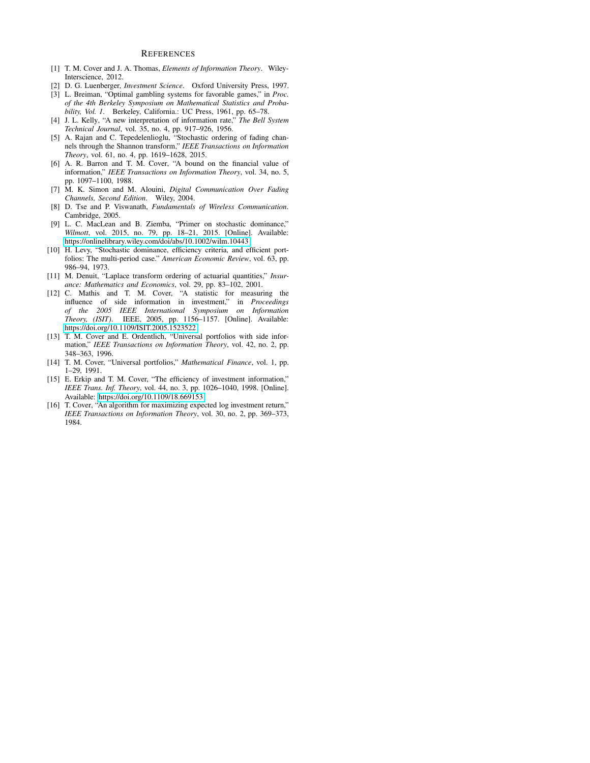# References

[1] T. M. Cover and J. A. Thomas, *Elements of Information Theory*. Wiley-Interscience, 2012.

[2] D. G. Luenberger, *Investment Science*. Oxford University Press, 1997.

[3] L. Breiman, "Optimal gambling systems for favorable games," in *Proc. of the 4th Berkeley Symposium on Mathematical Statistics and Probability, Vol. 1*. Berkeley, California.: UC Press, 1961, pp. 65–78.

[4] J. L. Kelly, "A new interpretation of information rate," *The Bell System Technical Journal*, vol. 35, no. 4, pp. 917–926, 1956.

[5] A. Rajan and C. Tepedelenlioglu, "Stochastic ordering of fading channels through the Shannon transform," *IEEE Transactions on Information Theory*, vol. 61, no. 4, pp. 1619–1628, 2015.

[6] A. R. Barron and T. M. Cover, "A bound on the financial value of information," *IEEE Transactions on Information Theory*, vol. 34, no. 5, pp. 1097–1100, 1988.

[7] M. K. Simon and M. Alouini, *Digital Communication Over Fading Channels, Second Edition*. Wiley, 2004.

[8] D. Tse and P. Viswanath, *Fundamentals of Wireless Communication*. Cambridge, 2005.

[9] L. C. MacLean and B. Ziemba, "Primer on stochastic dominance," *Wilmott*, vol. 2015, no. 79, pp. 18–21, 2015. [Online]. Available: https://onlinelibrary.wiley.com/doi/abs/10.1002/wilm.10443

[10] H. Levy, "Stochastic dominance, efficiency criteria, and efficient portfolios: The multi-period case." *American Economic Review*, vol. 63, pp. 986–94, 1973.

[11] M. Denuit, "Laplace transform ordering of actuarial quantities," *Insurance: Mathematics and Economics*, vol. 29, pp. 83–102, 2001.

[12] C. Mathis and T. M. Cover, "A statistic for measuring the influence of side information in investment," in *Proceedings of the 2005 IEEE International Symposium on Information Theory, (ISIT)*. IEEE, 2005, pp. 1156–1157. [Online]. Available: https://doi.org/10.1109/ISIT.2005.1523522

[13] T. M. Cover and E. Ordentlich, "Universal portfolios with side information," *IEEE Transactions on Information Theory*, vol. 42, no. 2, pp. 348–363, 1996.

[14] T. M. Cover, "Universal portfolios," *Mathematical Finance*, vol. 1, pp. 1–29, 1991.

[15] E. Erkip and T. M. Cover, "The efficiency of investment information," *IEEE Trans. Inf. Theory*, vol. 44, no. 3, pp. 1026–1040, 1998. [Online]. Available: https://doi.org/10.1109/18.669153

[16] T. Cover, "An algorithm for maximizing expected log investment return," *IEEE Transactions on Information Theory*, vol. 30, no. 2, pp. 369–373, 1984.